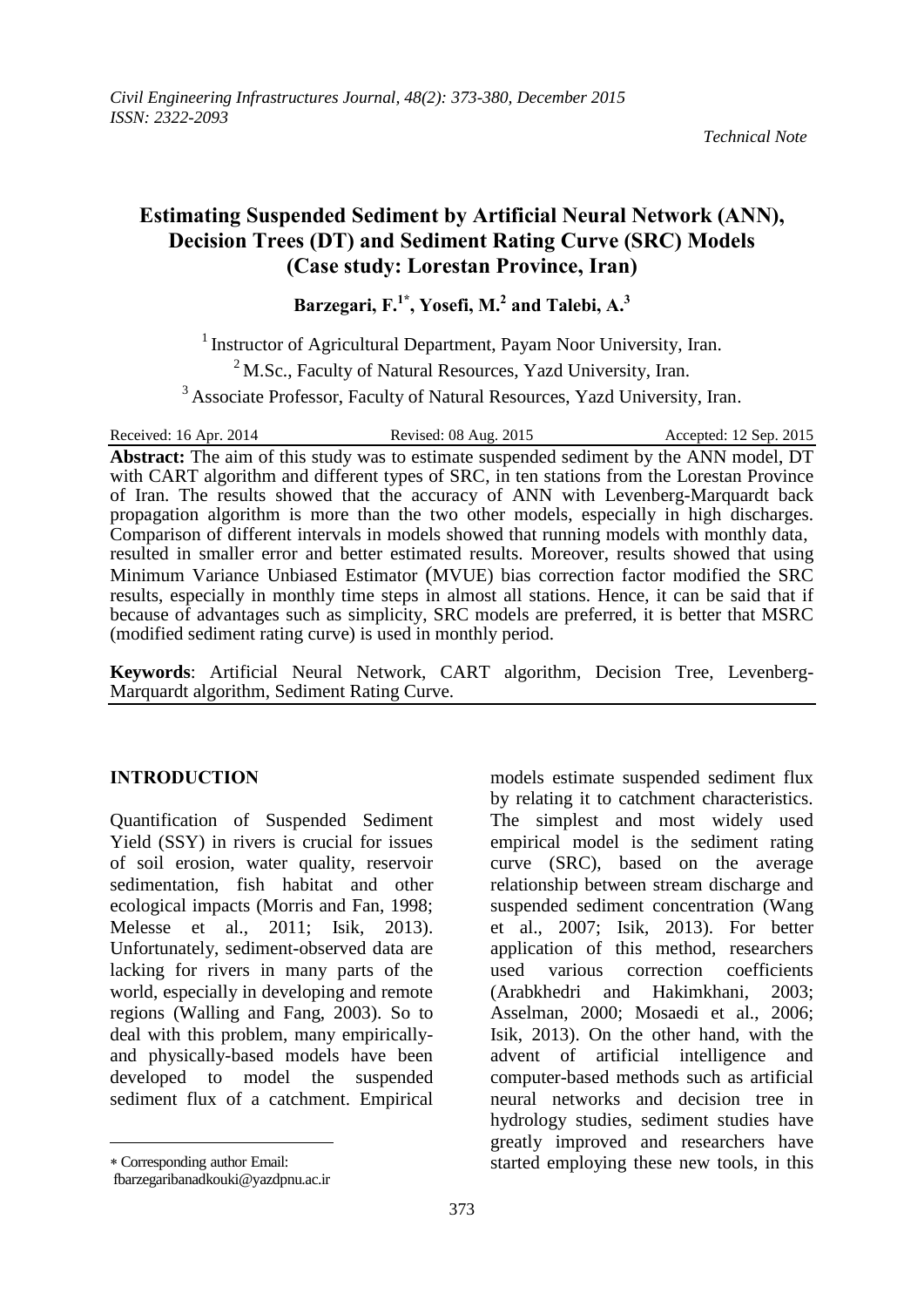*Technical Note*

# Estimating Suspended Sediment by Artificial Neural Network (ANN), Decision Trees (DT) and Sediment Rating Curve (SRC) Models (Case study: Lorestan Province, Iran)

**Barzegari, F.[1*], Yosefi, M.[2] and Talebi, A.[3]**

[1] Instructor of Agricultural Department, Payam Noor University, Iran.

[2] M.Sc., Faculty of Natural Resources, Yazd University, Iran.

[3] Associate Professor, Faculty of Natural Resources, Yazd University, Iran.

Received: 16 Apr. 2014 Revised: 08 Aug. 2015 Accepted: 12 Sep. 2015

**Abstract:** The aim of this study was to estimate suspended sediment by the ANN model, DT with CART algorithm and different types of SRC, in ten stations from the Lorestan Province of Iran. The results showed that the accuracy of ANN with Levenberg-Marquardt back propagation algorithm is more than the two other models, especially in high discharges. Comparison of different intervals in models showed that running models with monthly data, resulted in smaller error and better estimated results. Moreover, results showed that using Minimum Variance Unbiased Estimator (MVUE) bias correction factor modified the SRC results, especially in monthly time steps in almost all stations. Hence, it can be said that if because of advantages such as simplicity, SRC models are preferred, it is better that MSRC (modified sediment rating curve) is used in monthly period.

**Keywords**: Artificial Neural Network, CART algorithm, Decision Tree, Levenberg-Marquardt algorithm, Sediment Rating Curve.

## INTRODUCTION

Quantification of Suspended Sediment Yield (SSY) in rivers is crucial for issues of soil erosion, water quality, reservoir sedimentation, fish habitat and other ecological impacts (Morris and Fan, 1998; Melesse et al., 2011; Isik, 2013). Unfortunately, sediment-observed data are lacking for rivers in many parts of the world, especially in developing and remote regions (Walling and Fang, 2003). So to deal with this problem, many empirically- and physically-based models have been developed to model the suspended sediment flux of a catchment. Empirical models estimate suspended sediment flux by relating it to catchment characteristics. The simplest and most widely used empirical model is the sediment rating curve (SRC), based on the average relationship between stream discharge and suspended sediment concentration (Wang et al., 2007; Isik, 2013). For better application of this method, researchers used various correction coefficients (Arabkhedri and Hakimkhani, 2003; Asselman, 2000; Mosaedi et al., 2006; Isik, 2013). On the other hand, with the advent of artificial intelligence and computer-based methods such as artificial neural networks and decision tree in hydrology studies, sediment studies have greatly improved and researchers have started employing these new tools, in this

* Corresponding author Email: fbarzegaribanadkouki@yazdpnu.ac.ir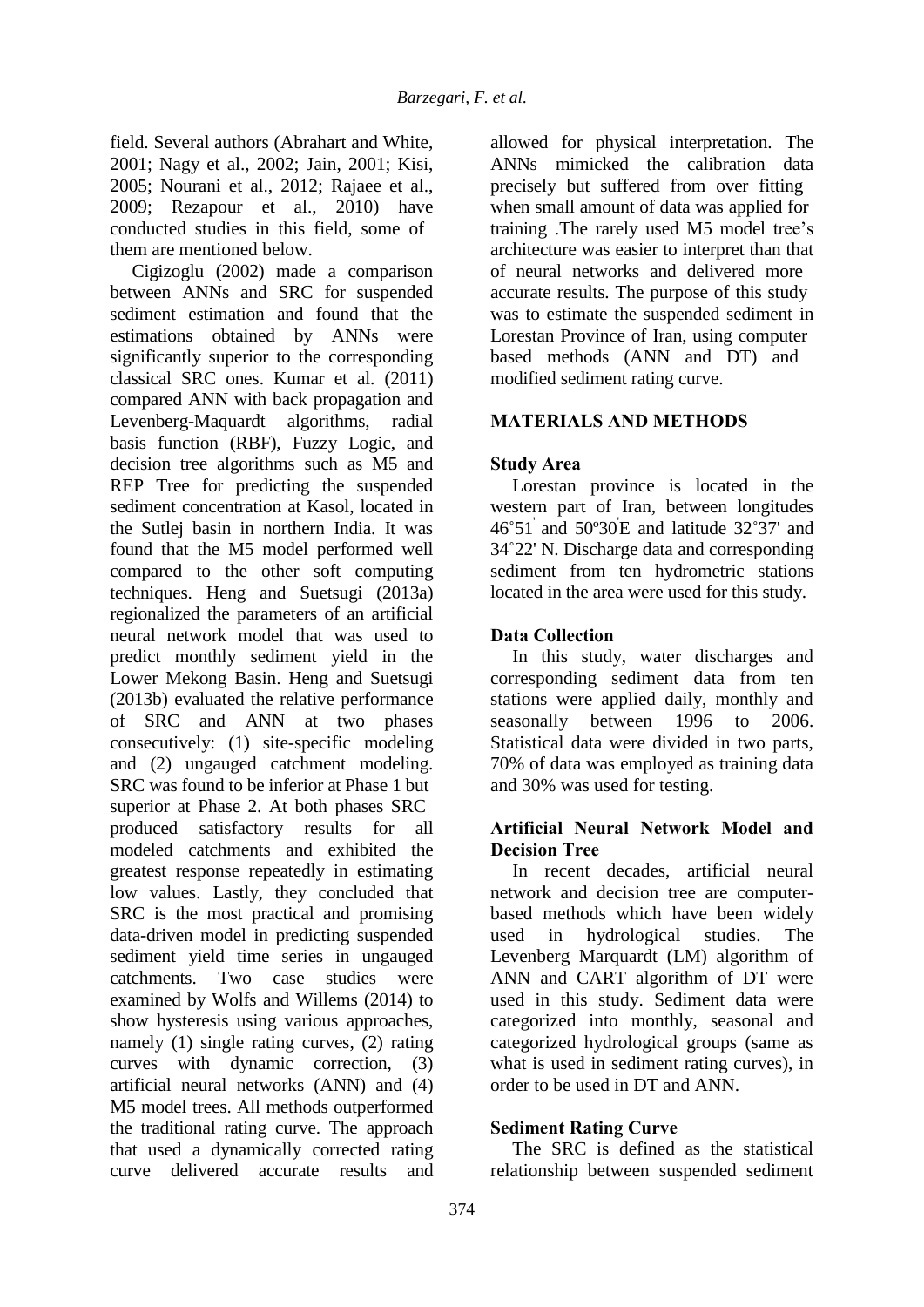field. Several authors (Abrahart and White, 2001; Nagy et al., 2002; Jain, 2001; Kisi, 2005; Nourani et al., 2012; Rajaee et al., 2009; Rezapour et al., 2010) have conducted studies in this field, some of them are mentioned below.

Cigizoglu (2002) made a comparison between ANNs and SRC for suspended sediment estimation and found that the estimations obtained by ANNs were significantly superior to the corresponding classical SRC ones. Kumar et al. (2011) compared ANN with back propagation and Levenberg-Maquardt algorithms, radial basis function (RBF), Fuzzy Logic, and decision tree algorithms such as M5 and REP Tree for predicting the suspended sediment concentration at Kasol, located in the Sutlej basin in northern India. It was found that the M5 model performed well compared to the other soft computing techniques. Heng and Suetsugi (2013a) regionalized the parameters of an artificial neural network model that was used to predict monthly sediment yield in the Lower Mekong Basin. Heng and Suetsugi (2013b) evaluated the relative performance of SRC and ANN at two phases consecutively: (1) site-specific modeling and (2) ungauged catchment modeling. SRC was found to be inferior at Phase 1 but superior at Phase 2. At both phases SRC produced satisfactory results for all modeled catchments and exhibited the greatest response repeatedly in estimating low values. Lastly, they concluded that SRC is the most practical and promising data-driven model in predicting suspended sediment yield time series in ungauged catchments. Two case studies were examined by Wolfs and Willems (2014) to show hysteresis using various approaches, namely (1) single rating curves, (2) rating curves with dynamic correction, (3) artificial neural networks (ANN) and (4) M5 model trees. All methods outperformed the traditional rating curve. The approach that used a dynamically corrected rating curve delivered accurate results and allowed for physical interpretation. The ANNs mimicked the calibration data precisely but suffered from over fitting when small amount of data was applied for training .The rarely used M5 model tree's architecture was easier to interpret than that of neural networks and delivered more accurate results. The purpose of this study was to estimate the suspended sediment in Lorestan Province of Iran, using computer based methods (ANN and DT) and modified sediment rating curve.

## MATERIALS AND METHODS

### Study Area

Lorestan province is located in the western part of Iran, between longitudes 46°51' and 50º30'E and latitude 32°37' and 34°22' N. Discharge data and corresponding sediment from ten hydrometric stations located in the area were used for this study.

### Data Collection

In this study, water discharges and corresponding sediment data from ten stations were applied daily, monthly and seasonally between 1996 to 2006. Statistical data were divided in two parts, 70% of data was employed as training data and 30% was used for testing.

### Artificial Neural Network Model and Decision Tree

In recent decades, artificial neural network and decision tree are computer-based methods which have been widely used in hydrological studies. The Levenberg Marquardt (LM) algorithm of ANN and CART algorithm of DT were used in this study. Sediment data were categorized into monthly, seasonal and categorized hydrological groups (same as what is used in sediment rating curves), in order to be used in DT and ANN.

### Sediment Rating Curve

The SRC is defined as the statistical relationship between suspended sediment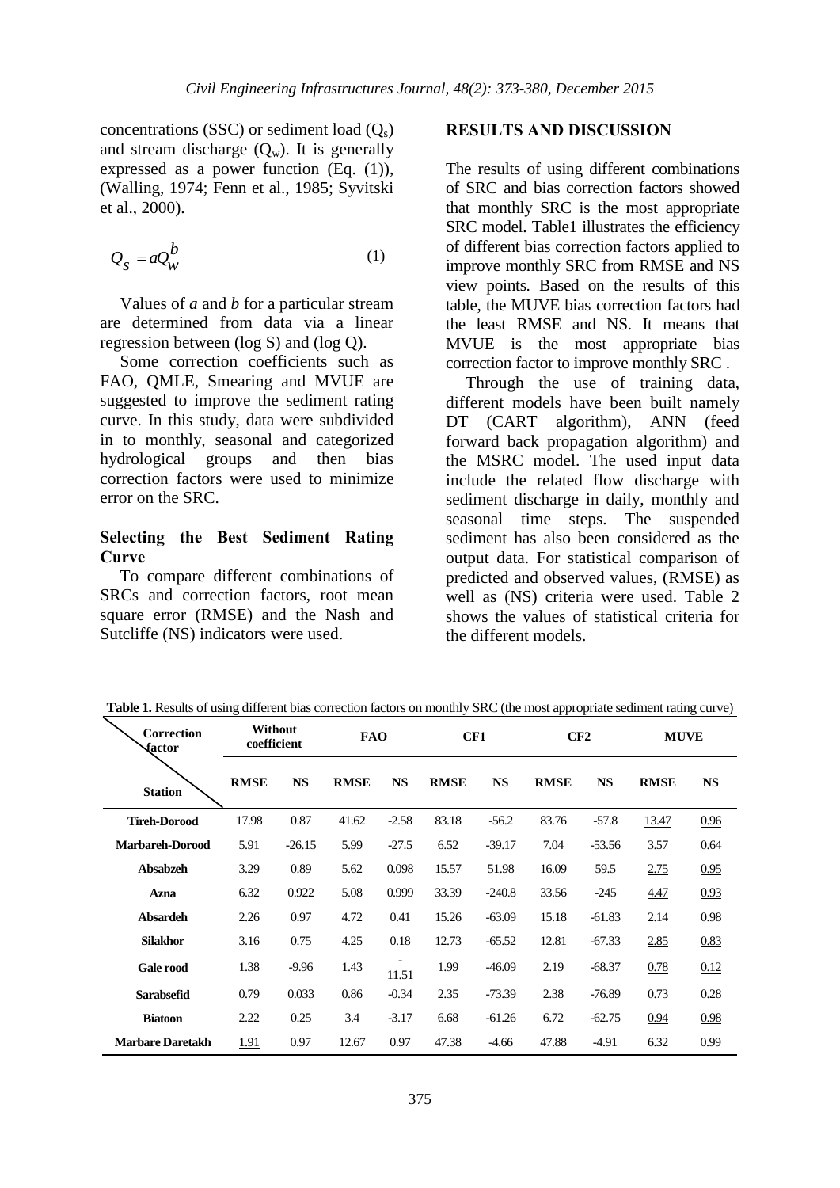concentrations (SSC) or sediment load ($Q_s$) and stream discharge ($Q_w$). It is generally expressed as a power function (Eq. (1)), (Walling, 1974; Fenn et al., 1985; Syvitski et al., 2000).

$$Q_S = aQ_W^b \tag{1}$$

Values of *a* and *b* for a particular stream are determined from data via a linear regression between (log S) and (log Q).

Some correction coefficients such as FAO, QMLE, Smearing and MVUE are suggested to improve the sediment rating curve. In this study, data were subdivided in to monthly, seasonal and categorized hydrological groups and then bias correction factors were used to minimize error on the SRC.

### Selecting the Best Sediment Rating Curve

To compare different combinations of SRCs and correction factors, root mean square error (RMSE) and the Nash and Sutcliffe (NS) indicators were used.

## RESULTS AND DISCUSSION

The results of using different combinations of SRC and bias correction factors showed that monthly SRC is the most appropriate SRC model. Table1 illustrates the efficiency of different bias correction factors applied to improve monthly SRC from RMSE and NS view points. Based on the results of this table, the MUVE bias correction factors had the least RMSE and NS. It means that MVUE is the most appropriate bias correction factor to improve monthly SRC .

Through the use of training data, different models have been built namely DT (CART algorithm), ANN (feed forward back propagation algorithm) and the MSRC model. The used input data include the related flow discharge with sediment discharge in daily, monthly and seasonal time steps. The suspended sediment has also been considered as the output data. For statistical comparison of predicted and observed values, (RMSE) as well as (NS) criteria were used. Table 2 shows the values of statistical criteria for the different models.

**Table 1.** Results of using different bias correction factors on monthly SRC (the most appropriate sediment rating curve)

| Correction factor / Station | Without coefficient | | FAO | | CF1 | | CF2 | | MUVE | |
|---|---|---|---|---|---|---|---|---|---|---|
| | RMSE | NS | RMSE | NS | RMSE | NS | RMSE | NS | RMSE | NS |
| **Tireh-Dorood** | 17.98 | 0.87 | 41.62 | -2.58 | 83.18 | -56.2 | 83.76 | -57.8 | 13.47 | 0.96 |
| **Marbareh-Dorood** | 5.91 | -26.15 | 5.99 | -27.5 | 6.52 | -39.17 | 7.04 | -53.56 | 3.57 | 0.64 |
| **Absabzeh** | 3.29 | 0.89 | 5.62 | 0.098 | 15.57 | 51.98 | 16.09 | 59.5 | 2.75 | 0.95 |
| **Azna** | 6.32 | 0.922 | 5.08 | 0.999 | 33.39 | -240.8 | 33.56 | -245 | 4.47 | 0.93 |
| **Absardeh** | 2.26 | 0.97 | 4.72 | 0.41 | 15.26 | -63.09 | 15.18 | -61.83 | 2.14 | 0.98 |
| **Silakhor** | 3.16 | 0.75 | 4.25 | 0.18 | 12.73 | -65.52 | 12.81 | -67.33 | 2.85 | 0.83 |
| **Gale rood** | 1.38 | -9.96 | 1.43 | -11.51 | 1.99 | -46.09 | 2.19 | -68.37 | 0.78 | 0.12 |
| **Sarabsefid** | 0.79 | 0.033 | 0.86 | -0.34 | 2.35 | -73.39 | 2.38 | -76.89 | 0.73 | 0.28 |
| **Biatoon** | 2.22 | 0.25 | 3.4 | -3.17 | 6.68 | -61.26 | 6.72 | -62.75 | 0.94 | 0.98 |
| **Marbare Daretakh** | 1.91 | 0.97 | 12.67 | 0.97 | 47.38 | -4.66 | 47.88 | -4.91 | 6.32 | 0.99 |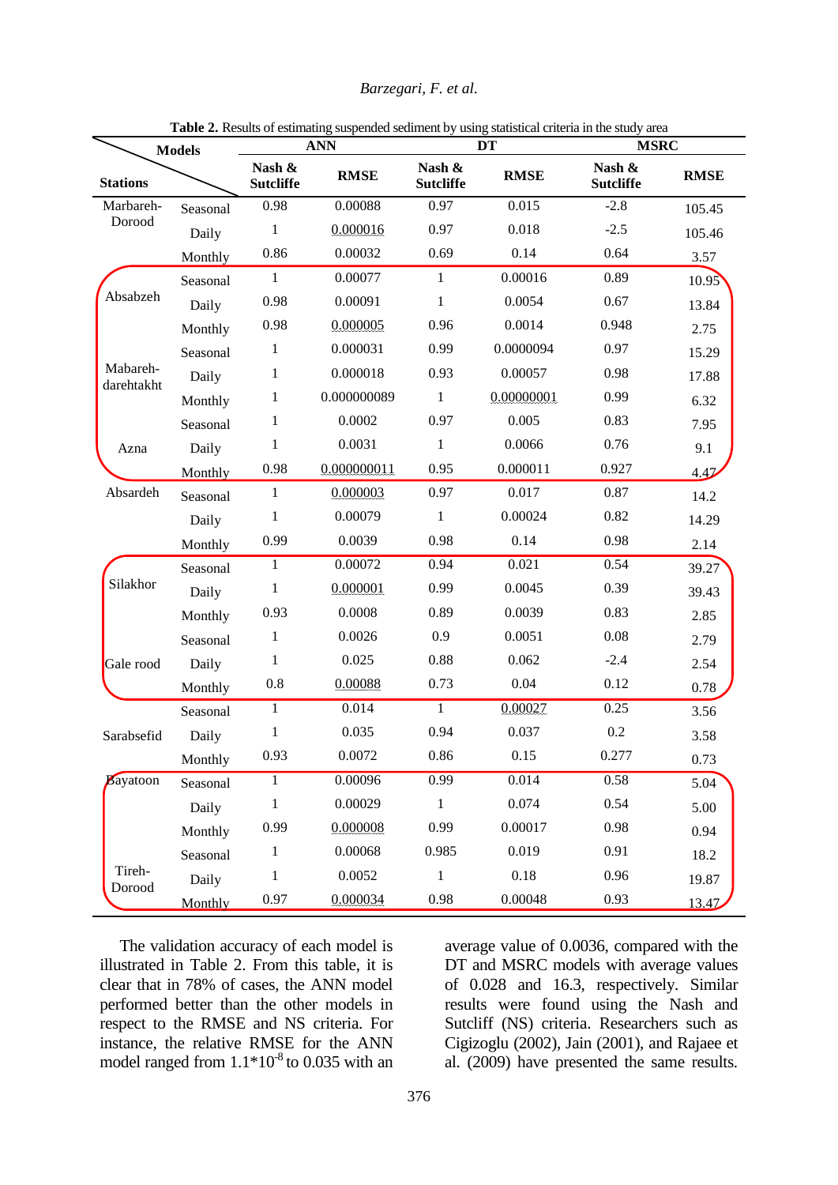**Table 2.** Results of estimating suspended sediment by using statistical criteria in the study area

| Stations | Models | ANN | | DT | | MSRC | |
|---|---|---|---|---|---|---|---|
| | | Nash & Sutcliffe | RMSE | Nash & Sutcliffe | RMSE | Nash & Sutcliffe | RMSE |
| Marbareh-Dorood | Seasonal | 0.98 | 0.00088 | 0.97 | 0.015 | -2.8 | 105.45 |
| | Daily | 1 | 0.000016 | 0.97 | 0.018 | -2.5 | 105.46 |
| | Monthly | 0.86 | 0.00032 | 0.69 | 0.14 | 0.64 | 3.57 |
| Absabzeh | Seasonal | 1 | 0.00077 | 1 | 0.00016 | 0.89 | 10.95 |
| | Daily | 0.98 | 0.00091 | 1 | 0.0054 | 0.67 | 13.84 |
| | Monthly | 0.98 | 0.000005 | 0.96 | 0.0014 | 0.948 | 2.75 |
| Mabareh-darehtakht | Seasonal | 1 | 0.000031 | 0.99 | 0.0000094 | 0.97 | 15.29 |
| | Daily | 1 | 0.000018 | 0.93 | 0.00057 | 0.98 | 17.88 |
| | Monthly | 1 | 0.000000089 | 1 | 0.00000001 | 0.99 | 6.32 |
| Azna | Seasonal | 1 | 0.0002 | 0.97 | 0.005 | 0.83 | 7.95 |
| | Daily | 1 | 0.0031 | 1 | 0.0066 | 0.76 | 9.1 |
| | Monthly | 0.98 | 0.000000011 | 0.95 | 0.000011 | 0.927 | 4.47 |
| Absardeh | Seasonal | 1 | 0.000003 | 0.97 | 0.017 | 0.87 | 14.2 |
| | Daily | 1 | 0.00079 | 1 | 0.00024 | 0.82 | 14.29 |
| | Monthly | 0.99 | 0.0039 | 0.98 | 0.14 | 0.98 | 2.14 |
| Silakhor | Seasonal | 1 | 0.00072 | 0.94 | 0.021 | 0.54 | 39.27 |
| | Daily | 1 | 0.000001 | 0.99 | 0.0045 | 0.39 | 39.43 |
| | Monthly | 0.93 | 0.0008 | 0.89 | 0.0039 | 0.83 | 2.85 |
| Gale rood | Seasonal | 1 | 0.0026 | 0.9 | 0.0051 | 0.08 | 2.79 |
| | Daily | 1 | 0.025 | 0.88 | 0.062 | -2.4 | 2.54 |
| | Monthly | 0.8 | 0.00088 | 0.73 | 0.04 | 0.12 | 0.78 |
| Sarabsefid | Seasonal | 1 | 0.014 | 1 | 0.00027 | 0.25 | 3.56 |
| | Daily | 1 | 0.035 | 0.94 | 0.037 | 0.2 | 3.58 |
| | Monthly | 0.93 | 0.0072 | 0.86 | 0.15 | 0.277 | 0.73 |
| Bayatoon | Seasonal | 1 | 0.00096 | 0.99 | 0.014 | 0.58 | 5.04 |
| | Daily | 1 | 0.00029 | 1 | 0.074 | 0.54 | 5.00 |
| | Monthly | 0.99 | 0.000008 | 0.99 | 0.00017 | 0.98 | 0.94 |
| Tireh-Dorood | Seasonal | 1 | 0.00068 | 0.985 | 0.019 | 0.91 | 18.2 |
| | Daily | 1 | 0.0052 | 1 | 0.18 | 0.96 | 19.87 |
| | Monthly | 0.97 | 0.000034 | 0.98 | 0.00048 | 0.93 | 13.47 |

The validation accuracy of each model is illustrated in Table 2. From this table, it is clear that in 78% of cases, the ANN model performed better than the other models in respect to the RMSE and NS criteria. For instance, the relative RMSE for the ANN model ranged from $1.1*10^{-8}$ to 0.035 with an average value of 0.0036, compared with the DT and MSRC models with average values of 0.028 and 16.3, respectively. Similar results were found using the Nash and Sutcliff (NS) criteria. Researchers such as Cigizoglu (2002), Jain (2001), and Rajaee et al. (2009) have presented the same results.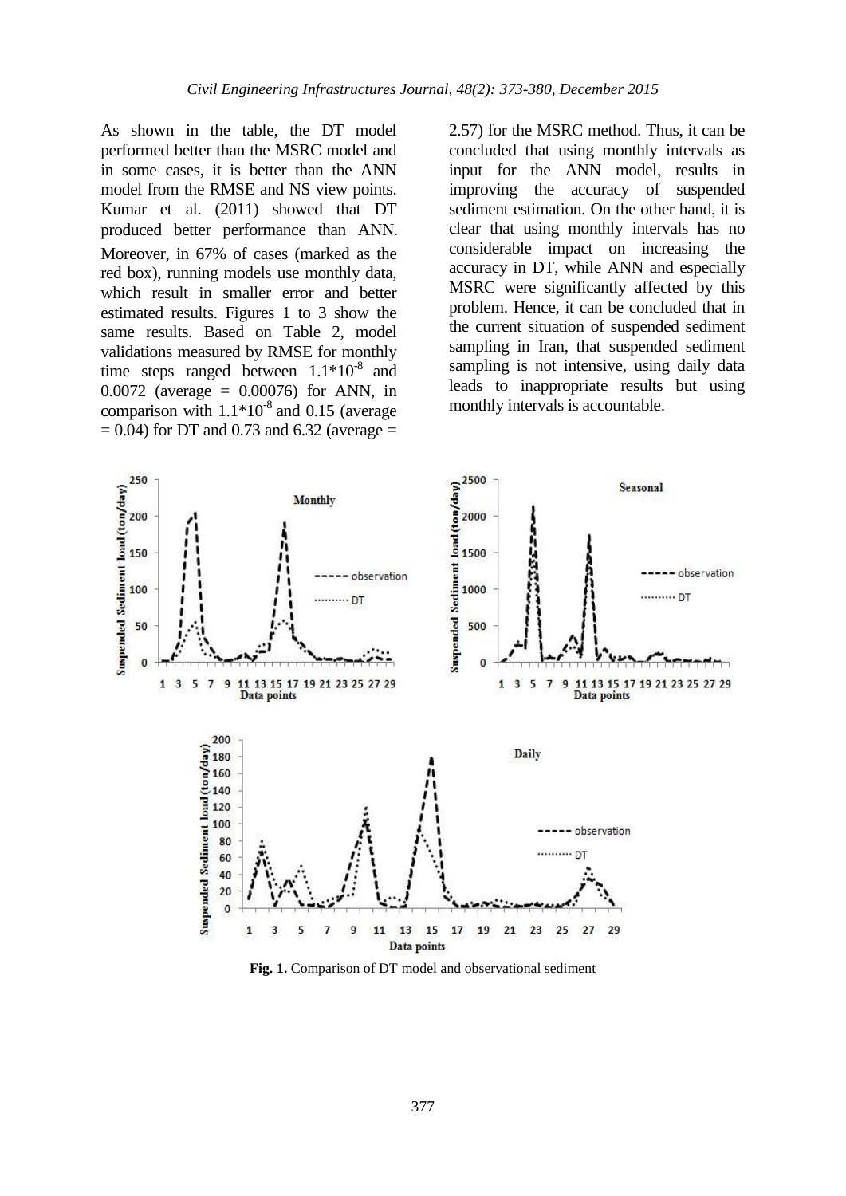As shown in the table, the DT model performed better than the MSRC model and in some cases, it is better than the ANN model from the RMSE and NS view points. Kumar et al. (2011) showed that DT produced better performance than ANN. Moreover, in 67% of cases (marked as the red box), running models use monthly data, which result in smaller error and better estimated results. Figures 1 to 3 show the same results. Based on Table 2, model validations measured by RMSE for monthly time steps ranged between $1.1*10^{-8}$ and 0.0072 (average = 0.00076) for ANN, in comparison with $1.1*10^{-8}$ and 0.15 (average = 0.04) for DT and 0.73 and 6.32 (average = 2.57) for the MSRC method. Thus, it can be concluded that using monthly intervals as input for the ANN model, results in improving the accuracy of suspended sediment estimation. On the other hand, it is clear that using monthly intervals has no considerable impact on increasing the accuracy in DT, while ANN and especially MSRC were significantly affected by this problem. Hence, it can be concluded that in the current situation of suspended sediment sampling in Iran, that suspended sediment sampling is not intensive, using daily data leads to inappropriate results but using monthly intervals is accountable.

**Fig. 1.** Comparison of DT model and observational sediment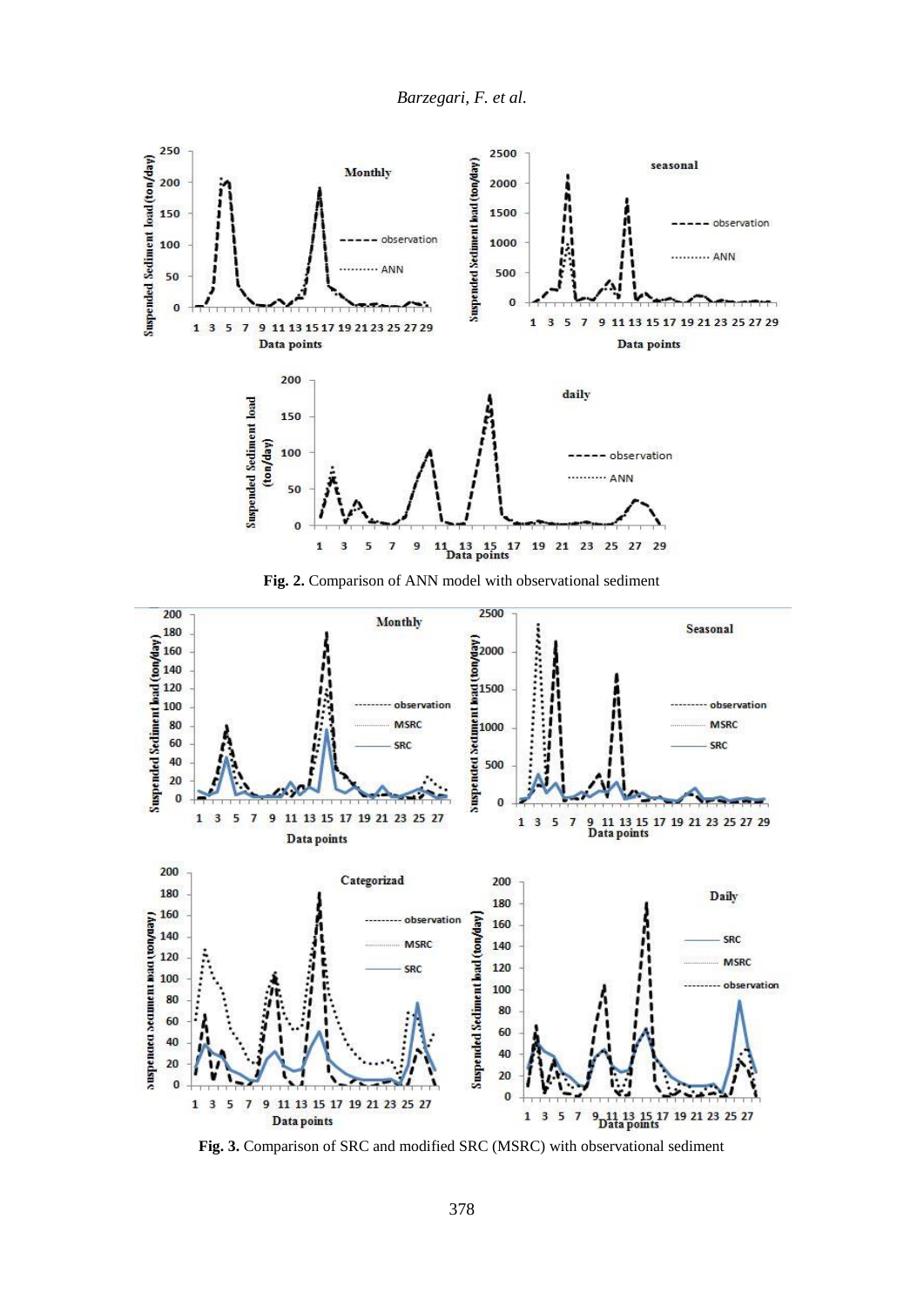**Fig. 2.** Comparison of ANN model with observational sediment

**Fig. 3.** Comparison of SRC and modified SRC (MSRC) with observational sediment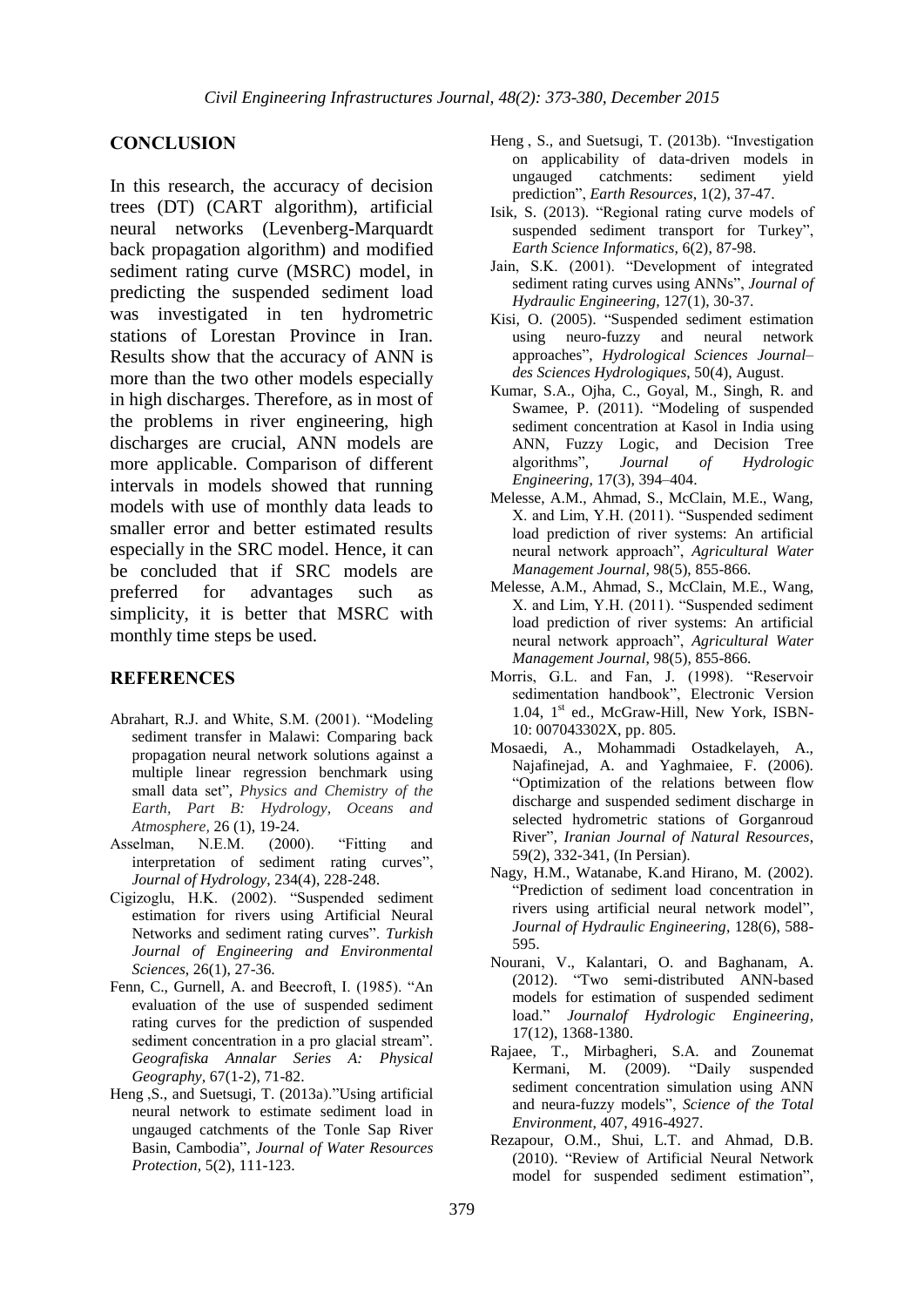## CONCLUSION

In this research, the accuracy of decision trees (DT) (CART algorithm), artificial neural networks (Levenberg-Marquardt back propagation algorithm) and modified sediment rating curve (MSRC) model, in predicting the suspended sediment load was investigated in ten hydrometric stations of Lorestan Province in Iran. Results show that the accuracy of ANN is more than the two other models especially in high discharges. Therefore, as in most of the problems in river engineering, high discharges are crucial, ANN models are more applicable. Comparison of different intervals in models showed that running models with use of monthly data leads to smaller error and better estimated results especially in the SRC model. Hence, it can be concluded that if SRC models are preferred for advantages such as simplicity, it is better that MSRC with monthly time steps be used.

## REFERENCES

Abrahart, R.J. and White, S.M. (2001). "Modeling sediment transfer in Malawi: Comparing back propagation neural network solutions against a multiple linear regression benchmark using small data set", *Physics and Chemistry of the Earth, Part B: Hydrology, Oceans and Atmosphere*, 26 (1), 19-24.

Asselman, N.E.M. (2000). "Fitting and interpretation of sediment rating curves", *Journal of Hydrology*, 234(4), 228-248.

Cigizoglu, H.K. (2002). "Suspended sediment estimation for rivers using Artificial Neural Networks and sediment rating curves". *Turkish Journal of Engineering and Environmental Sciences*, 26(1), 27-36.

Fenn, C., Gurnell, A. and Beecroft, I. (1985). "An evaluation of the use of suspended sediment rating curves for the prediction of suspended sediment concentration in a pro glacial stream". *Geografiska Annalar Series A: Physical Geography*, 67(1-2), 71-82.

Heng ,S., and Suetsugi, T. (2013a)."Using artificial neural network to estimate sediment load in ungauged catchments of the Tonle Sap River Basin, Cambodia", *Journal of Water Resources Protection*, 5(2), 111-123.

Heng , S., and Suetsugi, T. (2013b). "Investigation on applicability of data-driven models in ungauged catchments: sediment yield prediction", *Earth Resources*, 1(2), 37-47.

Isik, S. (2013). "Regional rating curve models of suspended sediment transport for Turkey", *Earth Science Informatics*, 6(2), 87-98.

Jain, S.K. (2001). "Development of integrated sediment rating curves using ANNs", *Journal of Hydraulic Engineering*, 127(1), 30-37.

Kisi, O. (2005). "Suspended sediment estimation using neuro-fuzzy and neural network approaches", *Hydrological Sciences Journal– des Sciences Hydrologiques*, 50(4), August.

Kumar, S.A., Ojha, C., Goyal, M., Singh, R. and Swamee, P. (2011). "Modeling of suspended sediment concentration at Kasol in India using ANN, Fuzzy Logic, and Decision Tree algorithms", *Journal of Hydrologic Engineering*, 17(3), 394–404.

Melesse, A.M., Ahmad, S., McClain, M.E., Wang, X. and Lim, Y.H. (2011). "Suspended sediment load prediction of river systems: An artificial neural network approach", *Agricultural Water Management Journal*, 98(5), 855-866.

Melesse, A.M., Ahmad, S., McClain, M.E., Wang, X. and Lim, Y.H. (2011). "Suspended sediment load prediction of river systems: An artificial neural network approach", *Agricultural Water Management Journal*, 98(5), 855-866.

Morris, G.L. and Fan, J. (1998). "Reservoir sedimentation handbook", Electronic Version 1.04, 1st ed., McGraw-Hill, New York, ISBN-10: 007043302X, pp. 805.

Mosaedi, A., Mohammadi Ostadkelayeh, A., Najafinejad, A. and Yaghmaiee, F. (2006). "Optimization of the relations between flow discharge and suspended sediment discharge in selected hydrometric stations of Gorganroud River", *Iranian Journal of Natural Resources*, 59(2), 332-341, (In Persian).

Nagy, H.M., Watanabe, K.and Hirano, M. (2002). "Prediction of sediment load concentration in rivers using artificial neural network model", *Journal of Hydraulic Engineering*, 128(6), 588-595.

Nourani, V., Kalantari, O. and Baghanam, A. (2012). "Two semi-distributed ANN-based models for estimation of suspended sediment load." *Journalof Hydrologic Engineering*, 17(12), 1368-1380.

Rajaee, T., Mirbagheri, S.A. and Zounemat Kermani, M. (2009). "Daily suspended sediment concentration simulation using ANN and neura-fuzzy models", *Science of the Total Environment*, 407, 4916-4927.

Rezapour, O.M., Shui, L.T. and Ahmad, D.B. (2010). "Review of Artificial Neural Network model for suspended sediment estimation",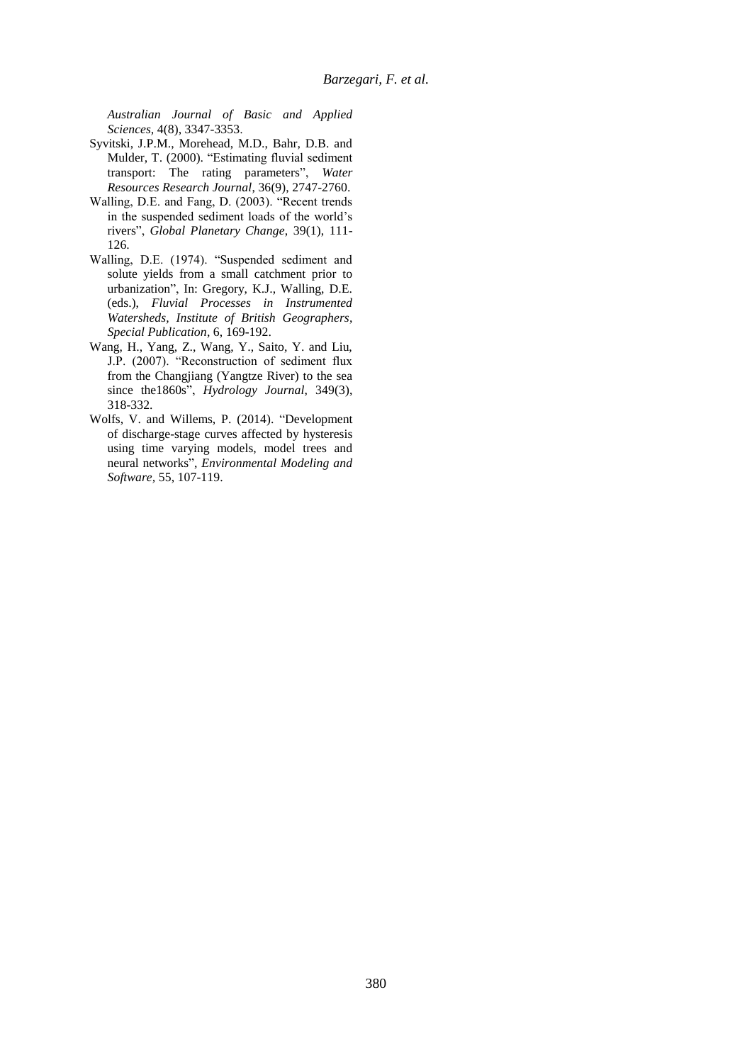*Australian Journal of Basic and Applied Sciences*, 4(8), 3347-3353.

Syvitski, J.P.M., Morehead, M.D., Bahr, D.B. and Mulder, T. (2000). "Estimating fluvial sediment transport: The rating parameters", *Water Resources Research Journal*, 36(9), 2747-2760.

Walling, D.E. and Fang, D. (2003). "Recent trends in the suspended sediment loads of the world's rivers", *Global Planetary Change*, 39(1), 111-126.

Walling, D.E. (1974). "Suspended sediment and solute yields from a small catchment prior to urbanization", In: Gregory, K.J., Walling, D.E. (eds.), *Fluvial Processes in Instrumented Watersheds, Institute of British Geographers, Special Publication*, 6, 169-192.

Wang, H., Yang, Z., Wang, Y., Saito, Y. and Liu, J.P. (2007). "Reconstruction of sediment flux from the Changjiang (Yangtze River) to the sea since the1860s", *Hydrology Journal*, 349(3), 318-332.

Wolfs, V. and Willems, P. (2014). "Development of discharge-stage curves affected by hysteresis using time varying models, model trees and neural networks", *Environmental Modeling and Software*, 55, 107-119.